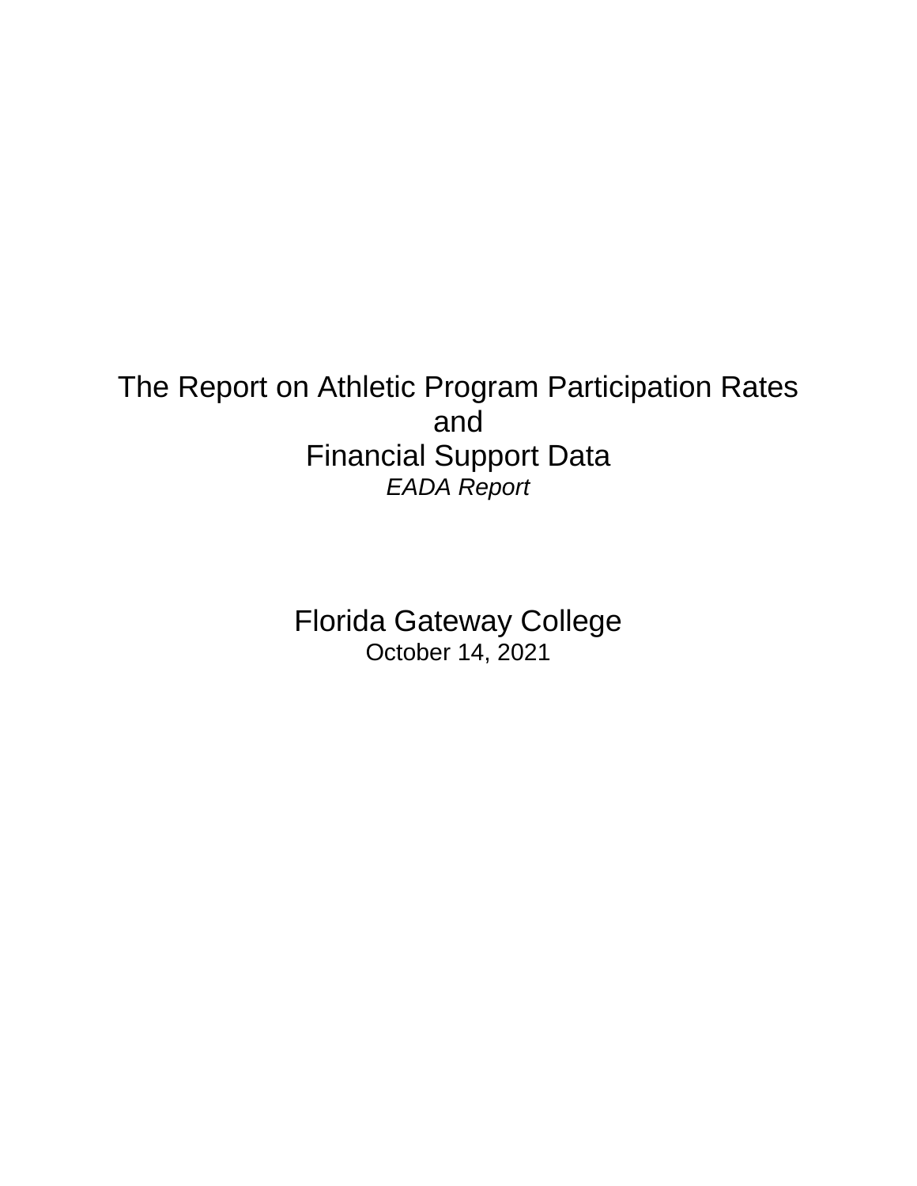# The Report on Athletic Program Participation Rates
# and
# Financial Support Data

*EADA Report*

## Florida Gateway College

October 14, 2021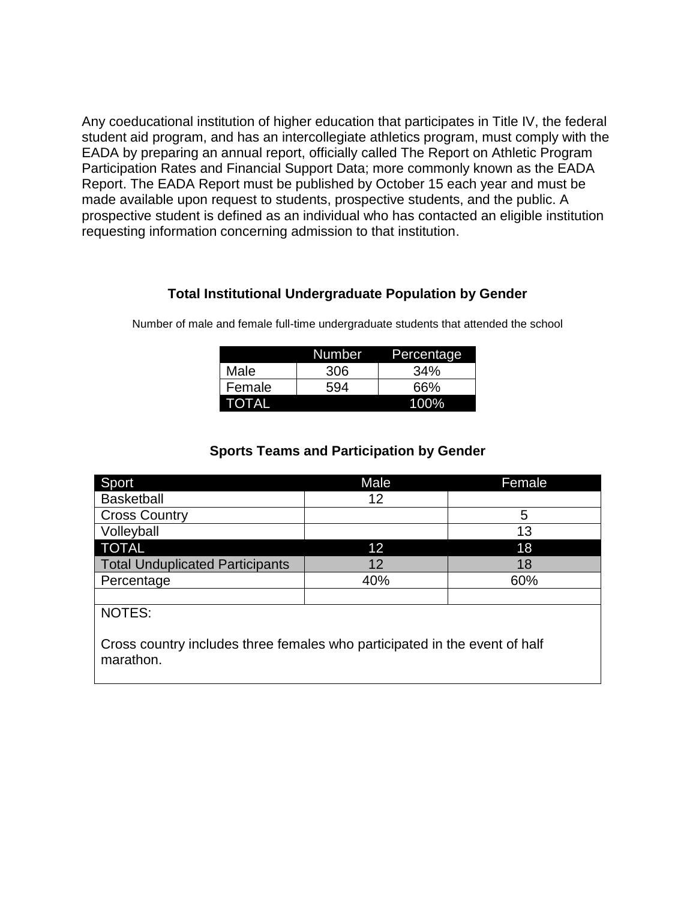Any coeducational institution of higher education that participates in Title IV, the federal student aid program, and has an intercollegiate athletics program, must comply with the EADA by preparing an annual report, officially called The Report on Athletic Program Participation Rates and Financial Support Data; more commonly known as the EADA Report. The EADA Report must be published by October 15 each year and must be made available upon request to students, prospective students, and the public. A prospective student is defined as an individual who has contacted an eligible institution requesting information concerning admission to that institution.

### Total Institutional Undergraduate Population by Gender

Number of male and female full-time undergraduate students that attended the school

| | Number | Percentage |
|---|---|---|
| Male | 306 | 34% |
| Female | 594 | 66% |
| TOTAL | | 100% |

### Sports Teams and Participation by Gender

| Sport | Male | Female |
|---|---|---|
| Basketball | 12 | |
| Cross Country | | 5 |
| Volleyball | | 13 |
| TOTAL | 12 | 18 |
| Total Unduplicated Participants | 12 | 18 |
| Percentage | 40% | 60% |
| | | |

NOTES:

Cross country includes three females who participated in the event of half marathon.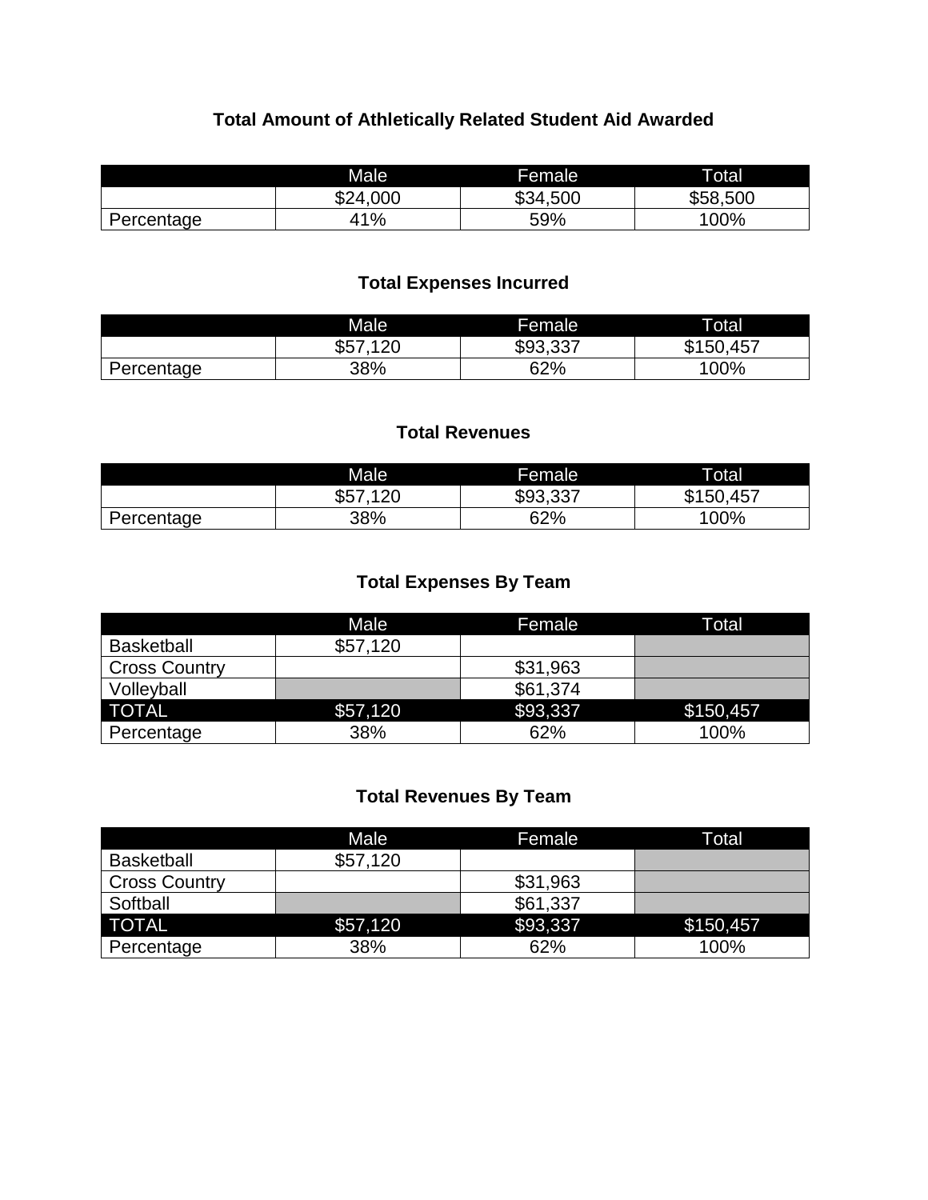### Total Amount of Athletically Related Student Aid Awarded

| | Male | Female | Total |
|---|---|---|---|
| | $24,000 | $34,500 | $58,500 |
| Percentage | 41% | 59% | 100% |

### Total Expenses Incurred

| | Male | Female | Total |
|---|---|---|---|
| | $57,120 | $93,337 | $150,457 |
| Percentage | 38% | 62% | 100% |

### Total Revenues

| | Male | Female | Total |
|---|---|---|---|
| | $57,120 | $93,337 | $150,457 |
| Percentage | 38% | 62% | 100% |

### Total Expenses By Team

| | Male | Female | Total |
|---|---|---|---|
| Basketball | $57,120 | | |
| Cross Country | | $31,963 | |
| Volleyball | | $61,374 | |
| TOTAL | $57,120 | $93,337 | $150,457 |
| Percentage | 38% | 62% | 100% |

### Total Revenues By Team

| | Male | Female | Total |
|---|---|---|---|
| Basketball | $57,120 | | |
| Cross Country | | $31,963 | |
| Softball | | $61,337 | |
| TOTAL | $57,120 | $93,337 | $150,457 |
| Percentage | 38% | 62% | 100% |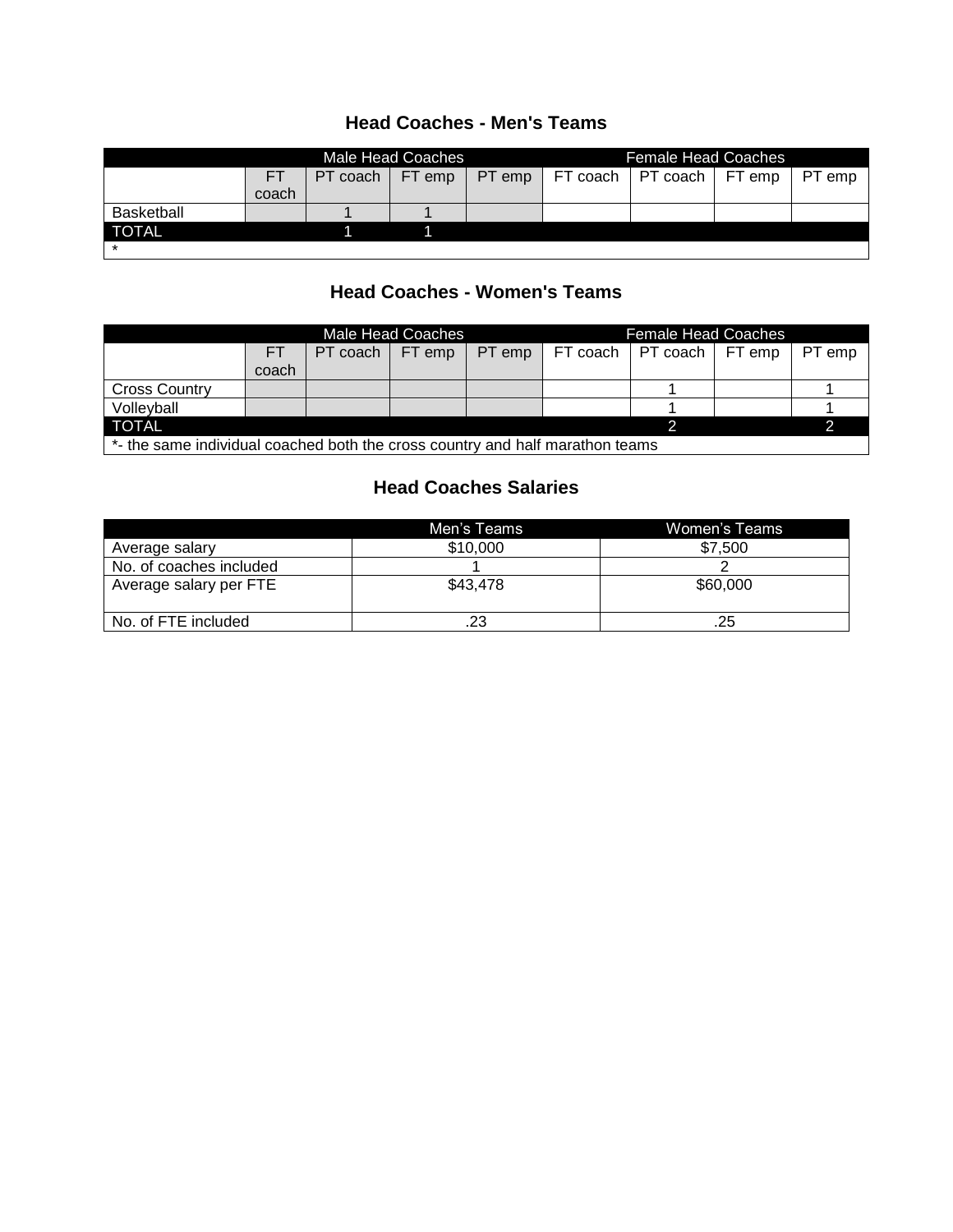## Head Coaches - Men's Teams

| | Male Head Coaches | | | | Female Head Coaches | | | |
|---|---|---|---|---|---|---|---|---|
| | FT coach | PT coach | FT emp | PT emp | FT coach | PT coach | FT emp | PT emp |
| Basketball | | 1 | 1 | | | | | |
| TOTAL | | 1 | 1 | | | | | |
| * | | | | | | | | |

## Head Coaches - Women's Teams

| | Male Head Coaches | | | | Female Head Coaches | | | |
|---|---|---|---|---|---|---|---|---|
| | FT coach | PT coach | FT emp | PT emp | FT coach | PT coach | FT emp | PT emp |
| Cross Country | | | | | | 1 | | 1 |
| Volleyball | | | | | | 1 | | 1 |
| TOTAL | | | | | | 2 | | 2 |
| *- the same individual coached both the cross country and half marathon teams | | | | | | | | |

## Head Coaches Salaries

| | Men's Teams | Women's Teams |
|---|---|---|
| Average salary | $10,000 | $7,500 |
| No. of coaches included | 1 | 2 |
| Average salary per FTE | $43,478 | $60,000 |
| No. of FTE included | .23 | .25 |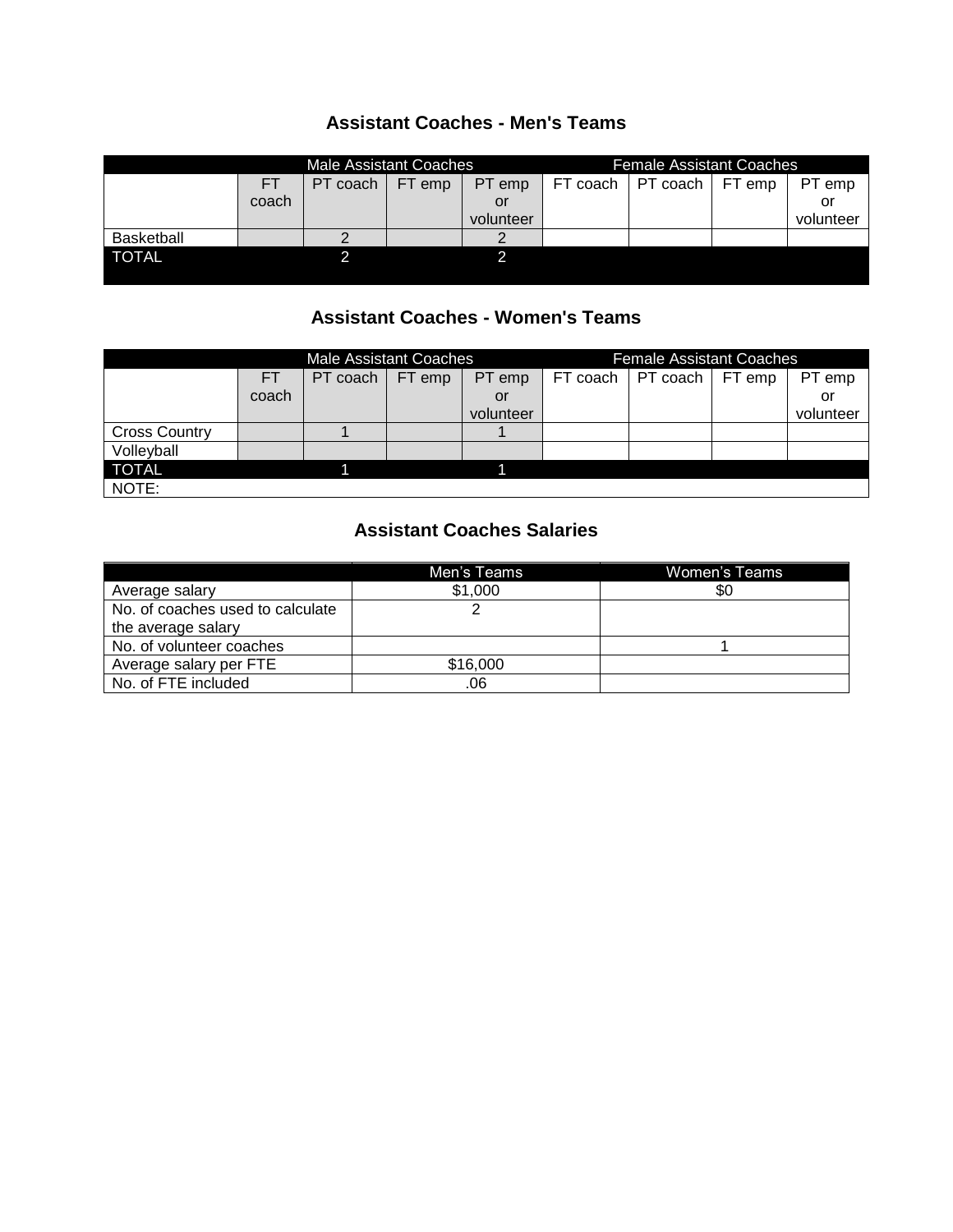### Assistant Coaches - Men's Teams

| | Male Assistant Coaches | | | | Female Assistant Coaches | | | |
|---|---|---|---|---|---|---|---|---|
| | FT coach | PT coach | FT emp | PT emp or volunteer | FT coach | PT coach | FT emp | PT emp or volunteer |
| Basketball | | 2 | | 2 | | | | |
| TOTAL | | 2 | | 2 | | | | |

### Assistant Coaches - Women's Teams

| | Male Assistant Coaches | | | | Female Assistant Coaches | | | |
|---|---|---|---|---|---|---|---|---|
| | FT coach | PT coach | FT emp | PT emp or volunteer | FT coach | PT coach | FT emp | PT emp or volunteer |
| Cross Country | | 1 | | 1 | | | | |
| Volleyball | | | | | | | | |
| TOTAL | | 1 | | 1 | | | | |
| NOTE: | | | | | | | | |

### Assistant Coaches Salaries

| | Men's Teams | Women's Teams |
|---|---|---|
| Average salary | $1,000 | $0 |
| No. of coaches used to calculate the average salary | 2 | |
| No. of volunteer coaches | | 1 |
| Average salary per FTE | $16,000 | |
| No. of FTE included | .06 | |